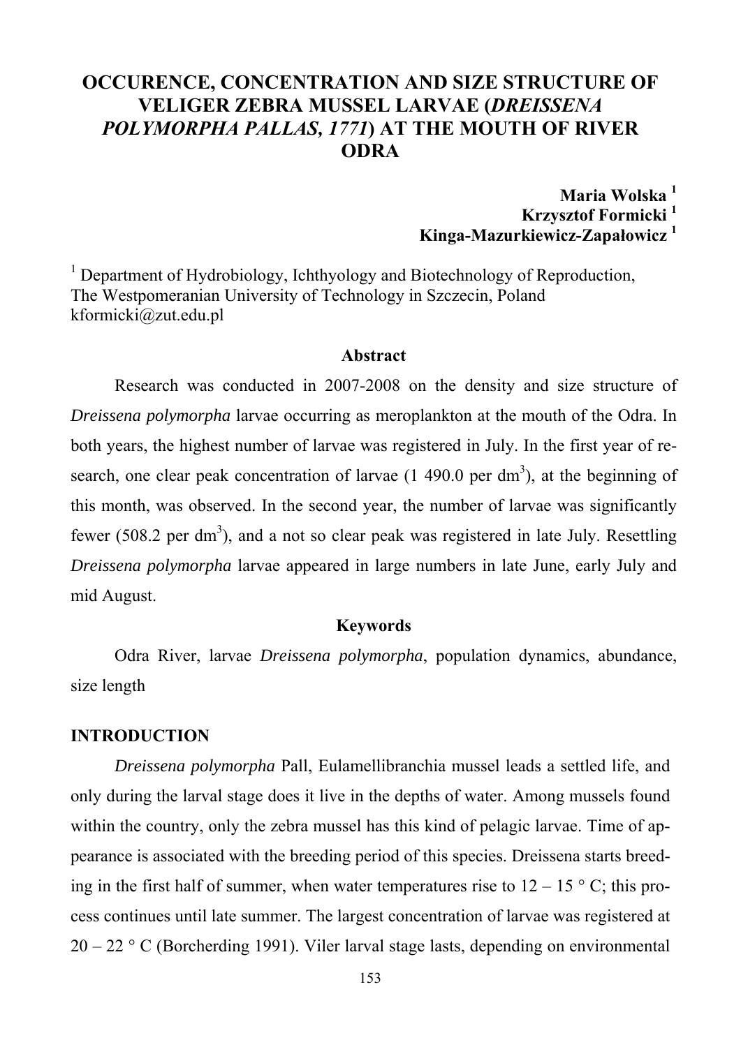# OCCURENCE, CONCENTRATION AND SIZE STRUCTURE OF VELIGER ZEBRA MUSSEL LARVAE (*DREISSENA POLYMORPHA PALLAS, 1771*) AT THE MOUTH OF RIVER ODRA

**Maria Wolska [1]**
**Krzysztof Formicki [1]**
**Kinga-Mazurkiewicz-Zapałowicz [1]**

[1] Department of Hydrobiology, Ichthyology and Biotechnology of Reproduction, The Westpomeranian University of Technology in Szczecin, Poland
kformicki@zut.edu.pl

### Abstract

Research was conducted in 2007-2008 on the density and size structure of *Dreissena polymorpha* larvae occurring as meroplankton at the mouth of the Odra. In both years, the highest number of larvae was registered in July. In the first year of research, one clear peak concentration of larvae (1 490.0 per dm$^3$), at the beginning of this month, was observed. In the second year, the number of larvae was significantly fewer (508.2 per dm$^3$), and a not so clear peak was registered in late July. Resettling *Dreissena polymorpha* larvae appeared in large numbers in late June, early July and mid August.

### Keywords

Odra River, larvae *Dreissena polymorpha*, population dynamics, abundance, size length

## INTRODUCTION

*Dreissena polymorpha* Pall, Eulamellibranchia mussel leads a settled life, and only during the larval stage does it live in the depths of water. Among mussels found within the country, only the zebra mussel has this kind of pelagic larvae. Time of appearance is associated with the breeding period of this species. Dreissena starts breeding in the first half of summer, when water temperatures rise to 12 – 15 ° C; this process continues until late summer. The largest concentration of larvae was registered at 20 – 22 ° C (Borcherding 1991). Viler larval stage lasts, depending on environmental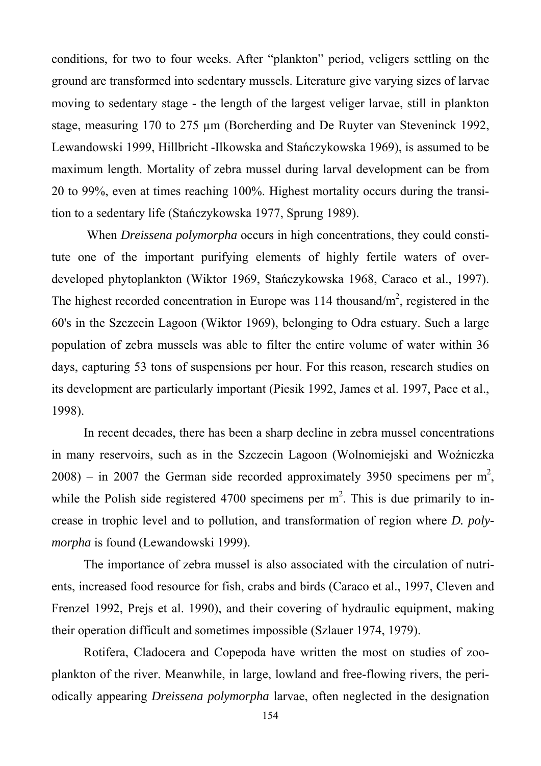conditions, for two to four weeks. After "plankton" period, veligers settling on the ground are transformed into sedentary mussels. Literature give varying sizes of larvae moving to sedentary stage - the length of the largest veliger larvae, still in plankton stage, measuring 170 to 275 μm (Borcherding and De Ruyter van Steveninck 1992, Lewandowski 1999, Hillbricht -Ilkowska and Stańczykowska 1969), is assumed to be maximum length. Mortality of zebra mussel during larval development can be from 20 to 99%, even at times reaching 100%. Highest mortality occurs during the transition to a sedentary life (Stańczykowska 1977, Sprung 1989).

When *Dreissena polymorpha* occurs in high concentrations, they could constitute one of the important purifying elements of highly fertile waters of over-developed phytoplankton (Wiktor 1969, Stańczykowska 1968, Caraco et al., 1997). The highest recorded concentration in Europe was 114 thousand/m$^2$, registered in the 60's in the Szczecin Lagoon (Wiktor 1969), belonging to Odra estuary. Such a large population of zebra mussels was able to filter the entire volume of water within 36 days, capturing 53 tons of suspensions per hour. For this reason, research studies on its development are particularly important (Piesik 1992, James et al. 1997, Pace et al., 1998).

In recent decades, there has been a sharp decline in zebra mussel concentrations in many reservoirs, such as in the Szczecin Lagoon (Wolnomiejski and Woźniczka 2008) – in 2007 the German side recorded approximately 3950 specimens per m$^2$, while the Polish side registered 4700 specimens per m$^2$. This is due primarily to increase in trophic level and to pollution, and transformation of region where *D. polymorpha* is found (Lewandowski 1999).

The importance of zebra mussel is also associated with the circulation of nutrients, increased food resource for fish, crabs and birds (Caraco et al., 1997, Cleven and Frenzel 1992, Prejs et al. 1990), and their covering of hydraulic equipment, making their operation difficult and sometimes impossible (Szlauer 1974, 1979).

Rotifera, Cladocera and Copepoda have written the most on studies of zooplankton of the river. Meanwhile, in large, lowland and free-flowing rivers, the periodically appearing *Dreissena polymorpha* larvae, often neglected in the designation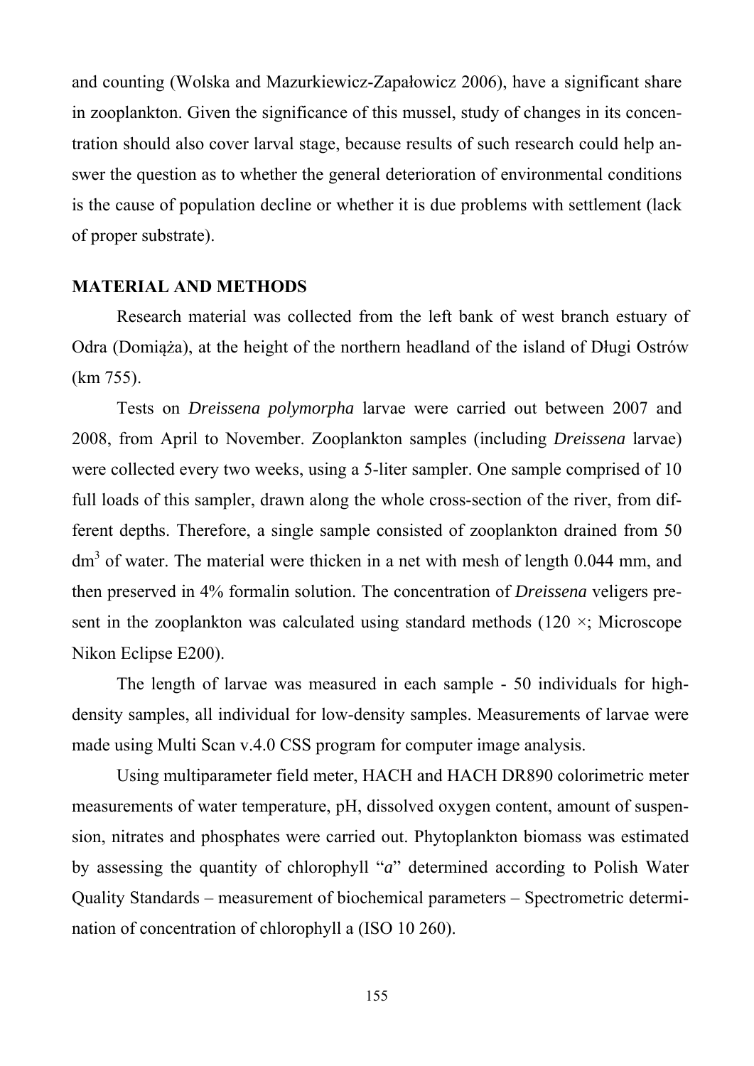and counting (Wolska and Mazurkiewicz-Zapałowicz 2006), have a significant share in zooplankton. Given the significance of this mussel, study of changes in its concentration should also cover larval stage, because results of such research could help answer the question as to whether the general deterioration of environmental conditions is the cause of population decline or whether it is due problems with settlement (lack of proper substrate).

## MATERIAL AND METHODS

Research material was collected from the left bank of west branch estuary of Odra (Domiąża), at the height of the northern headland of the island of Długi Ostrów (km 755).

Tests on *Dreissena polymorpha* larvae were carried out between 2007 and 2008, from April to November. Zooplankton samples (including *Dreissena* larvae) were collected every two weeks, using a 5-liter sampler. One sample comprised of 10 full loads of this sampler, drawn along the whole cross-section of the river, from different depths. Therefore, a single sample consisted of zooplankton drained from 50 $dm^3$ of water. The material were thicken in a net with mesh of length 0.044 mm, and then preserved in 4% formalin solution. The concentration of *Dreissena* veligers present in the zooplankton was calculated using standard methods (120 ×; Microscope Nikon Eclipse E200).

The length of larvae was measured in each sample - 50 individuals for high-density samples, all individual for low-density samples. Measurements of larvae were made using Multi Scan v.4.0 CSS program for computer image analysis.

Using multiparameter field meter, HACH and HACH DR890 colorimetric meter measurements of water temperature, pH, dissolved oxygen content, amount of suspension, nitrates and phosphates were carried out. Phytoplankton biomass was estimated by assessing the quantity of chlorophyll "*a*" determined according to Polish Water Quality Standards – measurement of biochemical parameters – Spectrometric determination of concentration of chlorophyll a (ISO 10 260).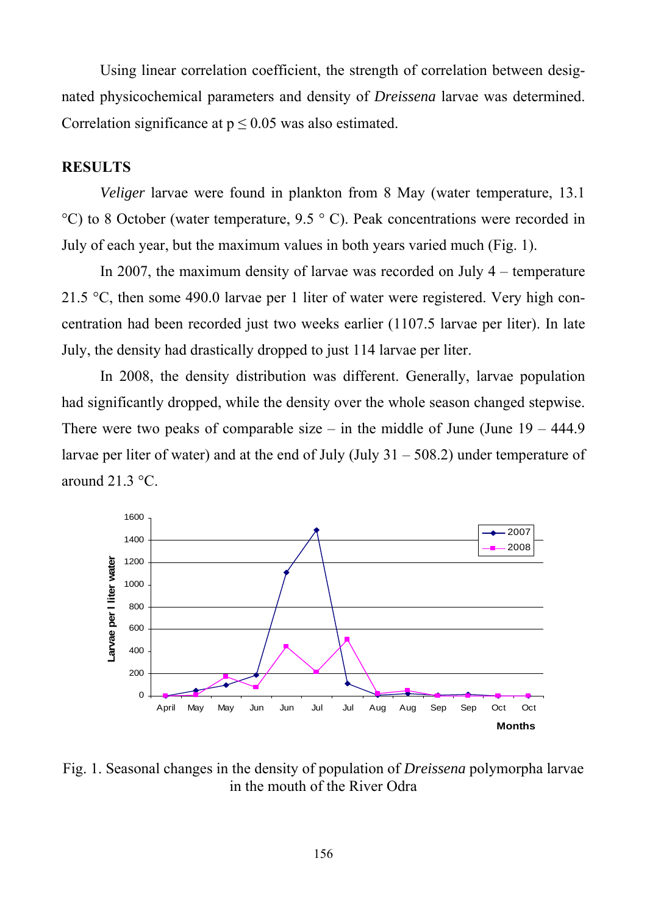Using linear correlation coefficient, the strength of correlation between designated physicochemical parameters and density of *Dreissena* larvae was determined. Correlation significance at $p \leq 0.05$ was also estimated.

## RESULTS

*Veliger* larvae were found in plankton from 8 May (water temperature, 13.1 °C) to 8 October (water temperature, 9.5 ° C). Peak concentrations were recorded in July of each year, but the maximum values in both years varied much (Fig. 1).

In 2007, the maximum density of larvae was recorded on July 4 – temperature 21.5 °C, then some 490.0 larvae per 1 liter of water were registered. Very high concentration had been recorded just two weeks earlier (1107.5 larvae per liter). In late July, the density had drastically dropped to just 114 larvae per liter.

In 2008, the density distribution was different. Generally, larvae population had significantly dropped, while the density over the whole season changed stepwise. There were two peaks of comparable size – in the middle of June (June 19 – 444.9 larvae per liter of water) and at the end of July (July 31 – 508.2) under temperature of around 21.3 °C.

Fig. 1. Seasonal changes in the density of population of *Dreissena* polymorpha larvae in the mouth of the River Odra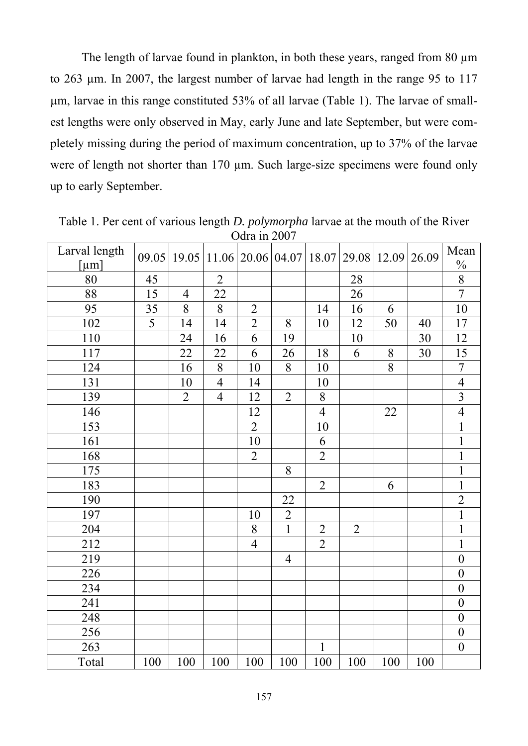The length of larvae found in plankton, in both these years, ranged from 80 μm to 263 μm. In 2007, the largest number of larvae had length in the range 95 to 117 μm, larvae in this range constituted 53% of all larvae (Table 1). The larvae of smallest lengths were only observed in May, early June and late September, but were completely missing during the period of maximum concentration, up to 37% of the larvae were of length not shorter than 170 μm. Such large-size specimens were found only up to early September.

Table 1. Per cent of various length *D. polymorpha* larvae at the mouth of the River Odra in 2007

| Larval length [μm] | 09.05 | 19.05 | 11.06 | 20.06 | 04.07 | 18.07 | 29.08 | 12.09 | 26.09 | Mean % |
|---|---|---|---|---|---|---|---|---|---|---|
| 80 | 45 | | 2 | | | | 28 | | | 8 |
| 88 | 15 | 4 | 22 | | | | 26 | | | 7 |
| 95 | 35 | 8 | 8 | 2 | | 14 | 16 | 6 | | 10 |
| 102 | 5 | 14 | 14 | 2 | 8 | 10 | 12 | 50 | 40 | 17 |
| 110 | | 24 | 16 | 6 | 19 | | 10 | | 30 | 12 |
| 117 | | 22 | 22 | 6 | 26 | 18 | 6 | 8 | 30 | 15 |
| 124 | | 16 | 8 | 10 | 8 | 10 | | 8 | | 7 |
| 131 | | 10 | 4 | 14 | | 10 | | | | 4 |
| 139 | | 2 | 4 | 12 | 2 | 8 | | | | 3 |
| 146 | | | | 12 | | 4 | | 22 | | 4 |
| 153 | | | | 2 | | 10 | | | | 1 |
| 161 | | | | 10 | | 6 | | | | 1 |
| 168 | | | | 2 | | 2 | | | | 1 |
| 175 | | | | | 8 | | | | | 1 |
| 183 | | | | | | 2 | | 6 | | 1 |
| 190 | | | | | 22 | | | | | 2 |
| 197 | | | | 10 | 2 | | | | | 1 |
| 204 | | | | 8 | 1 | 2 | 2 | | | 1 |
| 212 | | | | 4 | | 2 | | | | 1 |
| 219 | | | | | 4 | | | | | 0 |
| 226 | | | | | | | | | | 0 |
| 234 | | | | | | | | | | 0 |
| 241 | | | | | | | | | | 0 |
| 248 | | | | | | | | | | 0 |
| 256 | | | | | | | | | | 0 |
| 263 | | | | | | 1 | | | | 0 |
| Total | 100 | 100 | 100 | 100 | 100 | 100 | 100 | 100 | 100 | |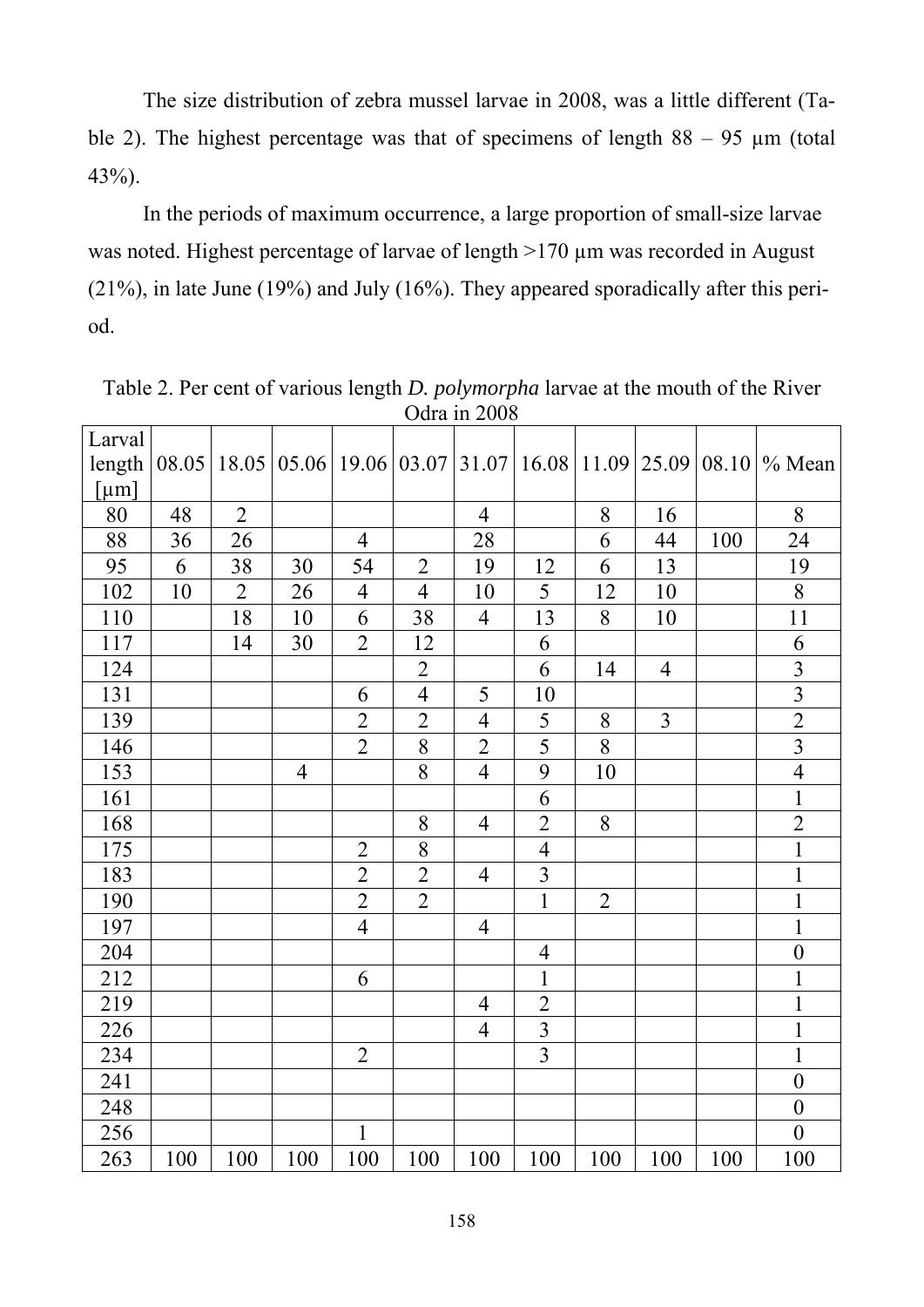The size distribution of zebra mussel larvae in 2008, was a little different (Table 2). The highest percentage was that of specimens of length 88 – 95 µm (total 43%).

In the periods of maximum occurrence, a large proportion of small-size larvae was noted. Highest percentage of larvae of length >170 µm was recorded in August (21%), in late June (19%) and July (16%). They appeared sporadically after this period.

Table 2. Per cent of various length *D. polymorpha* larvae at the mouth of the River Odra in 2008

| Larval length [µm] | 08.05 | 18.05 | 05.06 | 19.06 | 03.07 | 31.07 | 16.08 | 11.09 | 25.09 | 08.10 | % Mean |
|---|---|---|---|---|---|---|---|---|---|---|---|
| 80 | 48 | 2 | | | | 4 | | 8 | 16 | | 8 |
| 88 | 36 | 26 | | 4 | | 28 | | 6 | 44 | 100 | 24 |
| 95 | 6 | 38 | 30 | 54 | 2 | 19 | 12 | 6 | 13 | | 19 |
| 102 | 10 | 2 | 26 | 4 | 4 | 10 | 5 | 12 | 10 | | 8 |
| 110 | | 18 | 10 | 6 | 38 | 4 | 13 | 8 | 10 | | 11 |
| 117 | | 14 | 30 | 2 | 12 | | 6 | | | | 6 |
| 124 | | | | | 2 | | 6 | 14 | 4 | | 3 |
| 131 | | | | 6 | 4 | 5 | 10 | | | | 3 |
| 139 | | | | 2 | 2 | 4 | 5 | 8 | 3 | | 2 |
| 146 | | | | 2 | 8 | 2 | 5 | 8 | | | 3 |
| 153 | | | 4 | | 8 | 4 | 9 | 10 | | | 4 |
| 161 | | | | | | | 6 | | | | 1 |
| 168 | | | | | 8 | 4 | 2 | 8 | | | 2 |
| 175 | | | | 2 | 8 | | 4 | | | | 1 |
| 183 | | | | 2 | 2 | 4 | 3 | | | | 1 |
| 190 | | | | 2 | 2 | | 1 | 2 | | | 1 |
| 197 | | | | 4 | | 4 | | | | | 1 |
| 204 | | | | | | | 4 | | | | 0 |
| 212 | | | | 6 | | | 1 | | | | 1 |
| 219 | | | | | | 4 | 2 | | | | 1 |
| 226 | | | | | | 4 | 3 | | | | 1 |
| 234 | | | | 2 | | | 3 | | | | 1 |
| 241 | | | | | | | | | | | 0 |
| 248 | | | | | | | | | | | 0 |
| 256 | | | | 1 | | | | | | | 0 |
| 263 | 100 | 100 | 100 | 100 | 100 | 100 | 100 | 100 | 100 | 100 | 100 |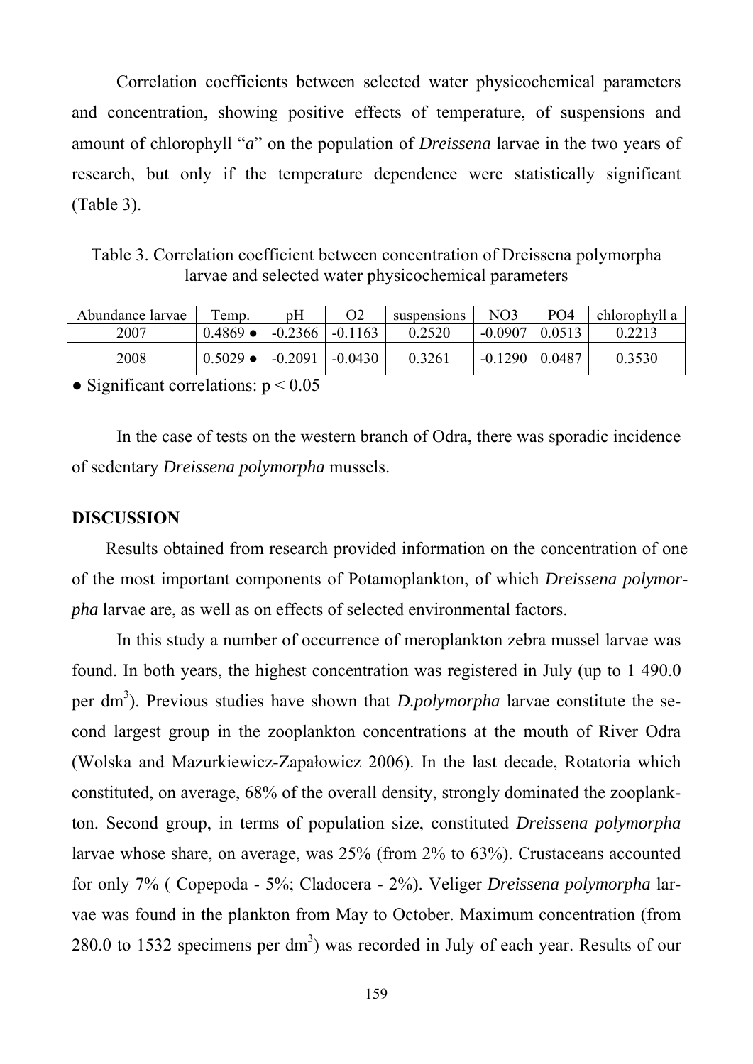Correlation coefficients between selected water physicochemical parameters and concentration, showing positive effects of temperature, of suspensions and amount of chlorophyll "*a*" on the population of *Dreissena* larvae in the two years of research, but only if the temperature dependence were statistically significant (Table 3).

Table 3. Correlation coefficient between concentration of Dreissena polymorpha larvae and selected water physicochemical parameters

| Abundance larvae | Temp. | pH | O2 | suspensions | NO3 | PO4 | chlorophyll a |
|---|---|---|---|---|---|---|---|
| 2007 | 0.4869 ● | -0.2366 | -0.1163 | 0.2520 | -0.0907 | 0.0513 | 0.2213 |
| 2008 | 0.5029 ● | -0.2091 | -0.0430 | 0.3261 | -0.1290 | 0.0487 | 0.3530 |

● Significant correlations: $p < 0.05$

In the case of tests on the western branch of Odra, there was sporadic incidence of sedentary *Dreissena polymorpha* mussels.

## DISCUSSION

Results obtained from research provided information on the concentration of one of the most important components of Potamoplankton, of which *Dreissena polymorpha* larvae are, as well as on effects of selected environmental factors.

In this study a number of occurrence of meroplankton zebra mussel larvae was found. In both years, the highest concentration was registered in July (up to 1 490.0 per $dm^3$). Previous studies have shown that *D.polymorpha* larvae constitute the second largest group in the zooplankton concentrations at the mouth of River Odra (Wolska and Mazurkiewicz-Zapałowicz 2006). In the last decade, Rotatoria which constituted, on average, 68% of the overall density, strongly dominated the zooplankton. Second group, in terms of population size, constituted *Dreissena polymorpha* larvae whose share, on average, was 25% (from 2% to 63%). Crustaceans accounted for only 7% ( Copepoda - 5%; Cladocera - 2%). Veliger *Dreissena polymorpha* larvae was found in the plankton from May to October. Maximum concentration (from 280.0 to 1532 specimens per $dm^3$) was recorded in July of each year. Results of our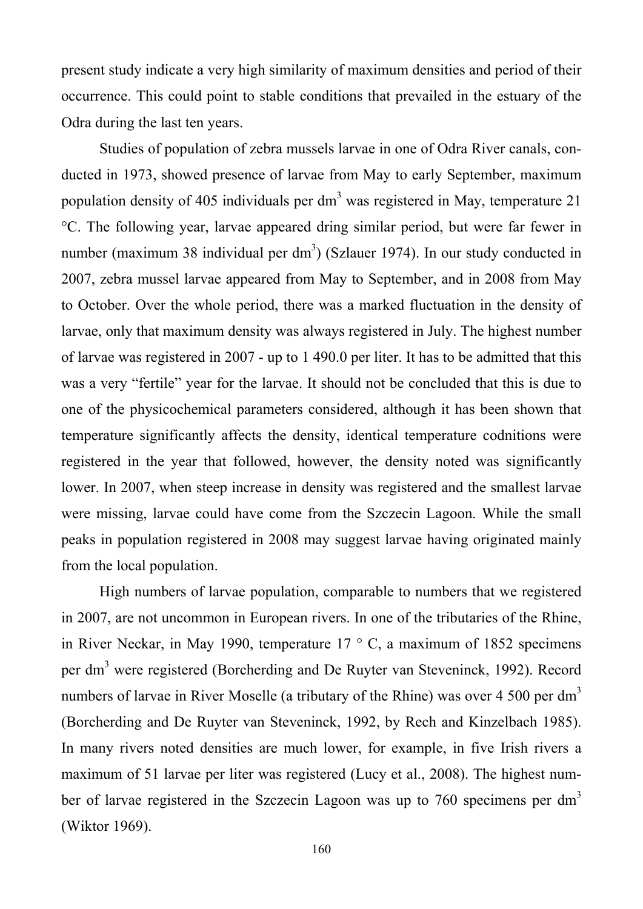present study indicate a very high similarity of maximum densities and period of their occurrence. This could point to stable conditions that prevailed in the estuary of the Odra during the last ten years.

Studies of population of zebra mussels larvae in one of Odra River canals, conducted in 1973, showed presence of larvae from May to early September, maximum population density of 405 individuals per $dm^3$ was registered in May, temperature 21 °C. The following year, larvae appeared dring similar period, but were far fewer in number (maximum 38 individual per $dm^3$) (Szlauer 1974). In our study conducted in 2007, zebra mussel larvae appeared from May to September, and in 2008 from May to October. Over the whole period, there was a marked fluctuation in the density of larvae, only that maximum density was always registered in July. The highest number of larvae was registered in 2007 - up to 1 490.0 per liter. It has to be admitted that this was a very "fertile" year for the larvae. It should not be concluded that this is due to one of the physicochemical parameters considered, although it has been shown that temperature significantly affects the density, identical temperature codnitions were registered in the year that followed, however, the density noted was significantly lower. In 2007, when steep increase in density was registered and the smallest larvae were missing, larvae could have come from the Szczecin Lagoon. While the small peaks in population registered in 2008 may suggest larvae having originated mainly from the local population.

High numbers of larvae population, comparable to numbers that we registered in 2007, are not uncommon in European rivers. In one of the tributaries of the Rhine, in River Neckar, in May 1990, temperature 17 ° C, a maximum of 1852 specimens per $dm^3$ were registered (Borcherding and De Ruyter van Steveninck, 1992). Record numbers of larvae in River Moselle (a tributary of the Rhine) was over 4 500 per $dm^3$ (Borcherding and De Ruyter van Steveninck, 1992, by Rech and Kinzelbach 1985). In many rivers noted densities are much lower, for example, in five Irish rivers a maximum of 51 larvae per liter was registered (Lucy et al., 2008). The highest number of larvae registered in the Szczecin Lagoon was up to 760 specimens per $dm^3$ (Wiktor 1969).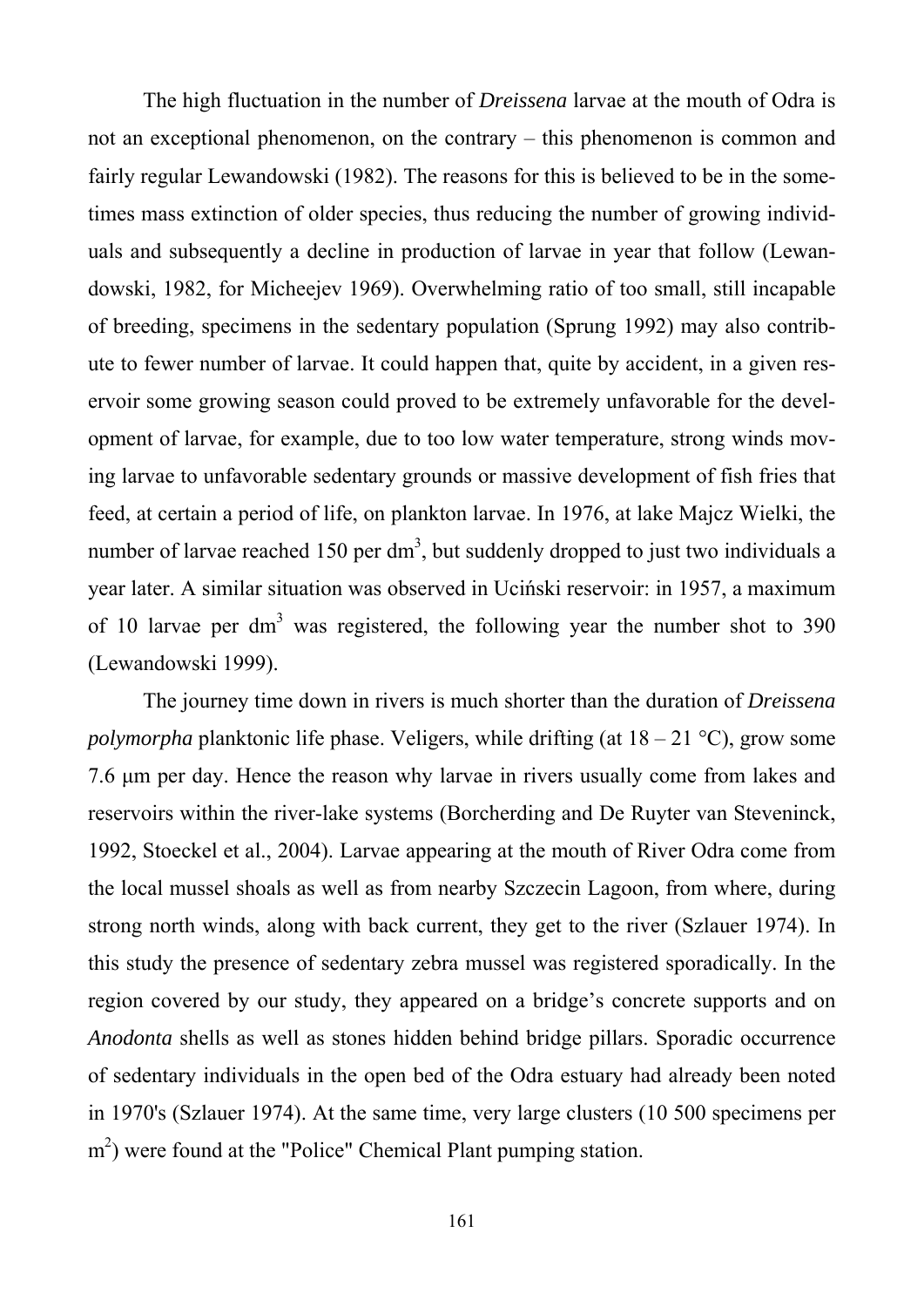The high fluctuation in the number of *Dreissena* larvae at the mouth of Odra is not an exceptional phenomenon, on the contrary – this phenomenon is common and fairly regular Lewandowski (1982). The reasons for this is believed to be in the sometimes mass extinction of older species, thus reducing the number of growing individuals and subsequently a decline in production of larvae in year that follow (Lewandowski, 1982, for Micheejev 1969). Overwhelming ratio of too small, still incapable of breeding, specimens in the sedentary population (Sprung 1992) may also contribute to fewer number of larvae. It could happen that, quite by accident, in a given reservoir some growing season could proved to be extremely unfavorable for the development of larvae, for example, due to too low water temperature, strong winds moving larvae to unfavorable sedentary grounds or massive development of fish fries that feed, at certain a period of life, on plankton larvae. In 1976, at lake Majcz Wielki, the number of larvae reached 150 per $dm^3$, but suddenly dropped to just two individuals a year later. A similar situation was observed in Uciński reservoir: in 1957, a maximum of 10 larvae per $dm^3$ was registered, the following year the number shot to 390 (Lewandowski 1999).

The journey time down in rivers is much shorter than the duration of *Dreissena polymorpha* planktonic life phase. Veligers, while drifting (at 18 – 21 °C), grow some 7.6 μm per day. Hence the reason why larvae in rivers usually come from lakes and reservoirs within the river-lake systems (Borcherding and De Ruyter van Steveninck, 1992, Stoeckel et al., 2004). Larvae appearing at the mouth of River Odra come from the local mussel shoals as well as from nearby Szczecin Lagoon, from where, during strong north winds, along with back current, they get to the river (Szlauer 1974). In this study the presence of sedentary zebra mussel was registered sporadically. In the region covered by our study, they appeared on a bridge's concrete supports and on *Anodonta* shells as well as stones hidden behind bridge pillars. Sporadic occurrence of sedentary individuals in the open bed of the Odra estuary had already been noted in 1970's (Szlauer 1974). At the same time, very large clusters (10 500 specimens per $m^2$) were found at the "Police" Chemical Plant pumping station.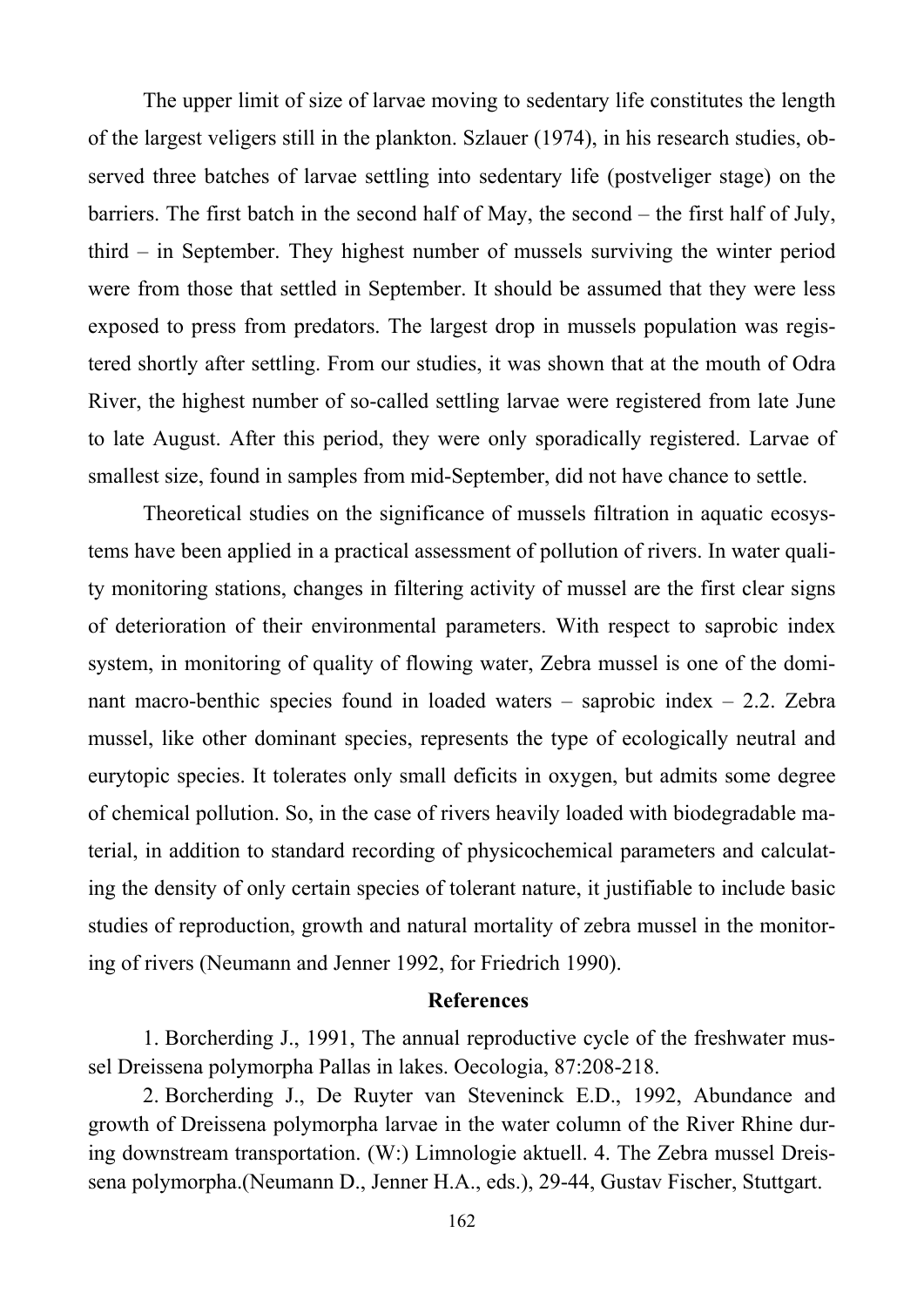The upper limit of size of larvae moving to sedentary life constitutes the length of the largest veligers still in the plankton. Szlauer (1974), in his research studies, observed three batches of larvae settling into sedentary life (postveliger stage) on the barriers. The first batch in the second half of May, the second – the first half of July, third – in September. They highest number of mussels surviving the winter period were from those that settled in September. It should be assumed that they were less exposed to press from predators. The largest drop in mussels population was registered shortly after settling. From our studies, it was shown that at the mouth of Odra River, the highest number of so-called settling larvae were registered from late June to late August. After this period, they were only sporadically registered. Larvae of smallest size, found in samples from mid-September, did not have chance to settle.

Theoretical studies on the significance of mussels filtration in aquatic ecosystems have been applied in a practical assessment of pollution of rivers. In water quality monitoring stations, changes in filtering activity of mussel are the first clear signs of deterioration of their environmental parameters. With respect to saprobic index system, in monitoring of quality of flowing water, Zebra mussel is one of the dominant macro-benthic species found in loaded waters – saprobic index – 2.2. Zebra mussel, like other dominant species, represents the type of ecologically neutral and eurytopic species. It tolerates only small deficits in oxygen, but admits some degree of chemical pollution. So, in the case of rivers heavily loaded with biodegradable material, in addition to standard recording of physicochemical parameters and calculating the density of only certain species of tolerant nature, it justifiable to include basic studies of reproduction, growth and natural mortality of zebra mussel in the monitoring of rivers (Neumann and Jenner 1992, for Friedrich 1990).

## References

1. Borcherding J., 1991, The annual reproductive cycle of the freshwater mussel Dreissena polymorpha Pallas in lakes. Oecologia, 87:208-218.
2. Borcherding J., De Ruyter van Steveninck E.D., 1992, Abundance and growth of Dreissena polymorpha larvae in the water column of the River Rhine during downstream transportation. (W:) Limnologie aktuell. 4. The Zebra mussel Dreissena polymorpha.(Neumann D., Jenner H.A., eds.), 29-44, Gustav Fischer, Stuttgart.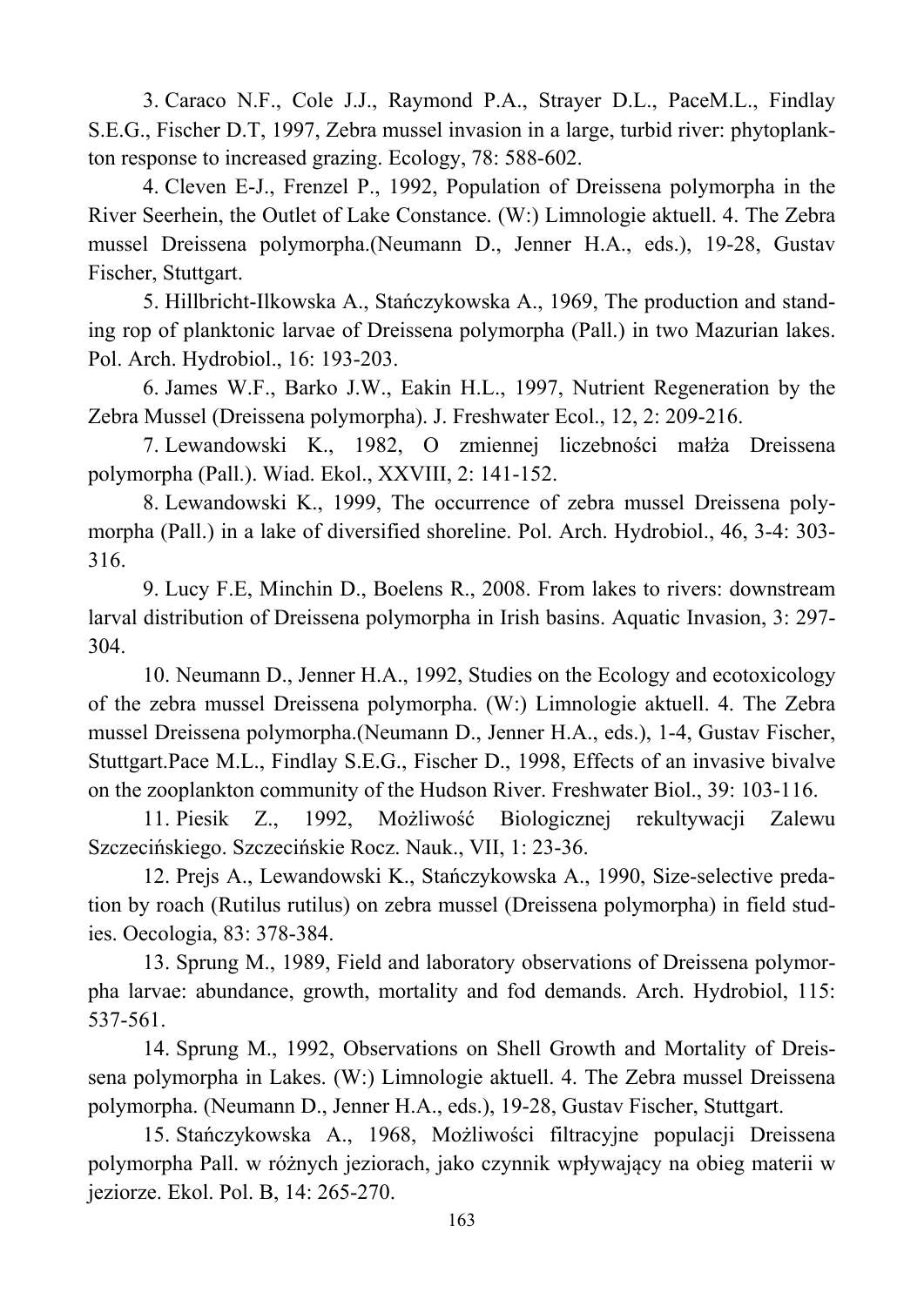3. Caraco N.F., Cole J.J., Raymond P.A., Strayer D.L., PaceM.L., Findlay S.E.G., Fischer D.T, 1997, Zebra mussel invasion in a large, turbid river: phytoplankton response to increased grazing. Ecology, 78: 588-602.

4. Cleven E-J., Frenzel P., 1992, Population of Dreissena polymorpha in the River Seerhein, the Outlet of Lake Constance. (W:) Limnologie aktuell. 4. The Zebra mussel Dreissena polymorpha.(Neumann D., Jenner H.A., eds.), 19-28, Gustav Fischer, Stuttgart.

5. Hillbricht-Ilkowska A., Stańczykowska A., 1969, The production and standing rop of planktonic larvae of Dreissena polymorpha (Pall.) in two Mazurian lakes. Pol. Arch. Hydrobiol., 16: 193-203.

6. James W.F., Barko J.W., Eakin H.L., 1997, Nutrient Regeneration by the Zebra Mussel (Dreissena polymorpha). J. Freshwater Ecol., 12, 2: 209-216.

7. Lewandowski K., 1982, O zmiennej liczebności małża Dreissena polymorpha (Pall.). Wiad. Ekol., XXVIII, 2: 141-152.

8. Lewandowski K., 1999, The occurrence of zebra mussel Dreissena polymorpha (Pall.) in a lake of diversified shoreline. Pol. Arch. Hydrobiol., 46, 3-4: 303-316.

9. Lucy F.E, Minchin D., Boelens R., 2008. From lakes to rivers: downstream larval distribution of Dreissena polymorpha in Irish basins. Aquatic Invasion, 3: 297-304.

10. Neumann D., Jenner H.A., 1992, Studies on the Ecology and ecotoxicology of the zebra mussel Dreissena polymorpha. (W:) Limnologie aktuell. 4. The Zebra mussel Dreissena polymorpha.(Neumann D., Jenner H.A., eds.), 1-4, Gustav Fischer, Stuttgart.Pace M.L., Findlay S.E.G., Fischer D., 1998, Effects of an invasive bivalve on the zooplankton community of the Hudson River. Freshwater Biol., 39: 103-116.

11. Piesik Z., 1992, Możliwość Biologicznej rekultywacji Zalewu Szczecińskiego. Szczecińskie Rocz. Nauk., VII, 1: 23-36.

12. Prejs A., Lewandowski K., Stańczykowska A., 1990, Size-selective predation by roach (Rutilus rutilus) on zebra mussel (Dreissena polymorpha) in field studies. Oecologia, 83: 378-384.

13. Sprung M., 1989, Field and laboratory observations of Dreissena polymorpha larvae: abundance, growth, mortality and fod demands. Arch. Hydrobiol, 115: 537-561.

14. Sprung M., 1992, Observations on Shell Growth and Mortality of Dreissena polymorpha in Lakes. (W:) Limnologie aktuell. 4. The Zebra mussel Dreissena polymorpha. (Neumann D., Jenner H.A., eds.), 19-28, Gustav Fischer, Stuttgart.

15. Stańczykowska A., 1968, Możliwości filtracyjne populacji Dreissena polymorpha Pall. w różnych jeziorach, jako czynnik wpływający na obieg materii w jeziorze. Ekol. Pol. B, 14: 265-270.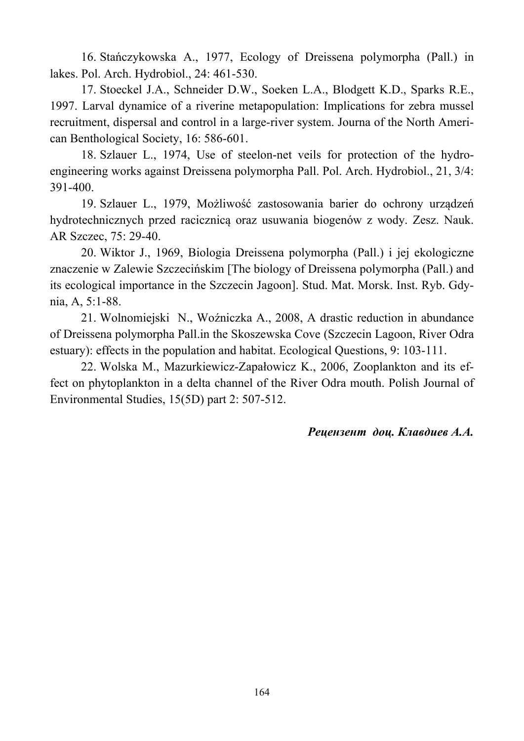16. Stańczykowska A., 1977, Ecology of Dreissena polymorpha (Pall.) in lakes. Pol. Arch. Hydrobiol., 24: 461-530.

17. Stoeckel J.A., Schneider D.W., Soeken L.A., Blodgett K.D., Sparks R.E., 1997. Larval dynamice of a riverine metapopulation: Implications for zebra mussel recruitment, dispersal and control in a large-river system. Journa of the North American Benthological Society, 16: 586-601.

18. Szlauer L., 1974, Use of steelon-net veils for protection of the hydro-engineering works against Dreissena polymorpha Pall. Pol. Arch. Hydrobiol., 21, 3/4: 391-400.

19. Szlauer L., 1979, Możliwość zastosowania barier do ochrony urządzeń hydrotechnicznych przed racicznicą oraz usuwania biogenów z wody. Zesz. Nauk. AR Szczec, 75: 29-40.

20. Wiktor J., 1969, Biologia Dreissena polymorpha (Pall.) i jej ekologiczne znaczenie w Zalewie Szczecińskim [The biology of Dreissena polymorpha (Pall.) and its ecological importance in the Szczecin Jagoon]. Stud. Mat. Morsk. Inst. Ryb. Gdynia, A, 5:1-88.

21. Wolnomiejski N., Woźniczka A., 2008, A drastic reduction in abundance of Dreissena polymorpha Pall.in the Skoszewska Cove (Szczecin Lagoon, River Odra estuary): effects in the population and habitat. Ecological Questions, 9: 103-111.

22. Wolska M., Mazurkiewicz-Zapałowicz K., 2006, Zooplankton and its effect on phytoplankton in a delta channel of the River Odra mouth. Polish Journal of Environmental Studies, 15(5D) part 2: 507-512.

***Рецензент доц. Клавдиев А.А.***